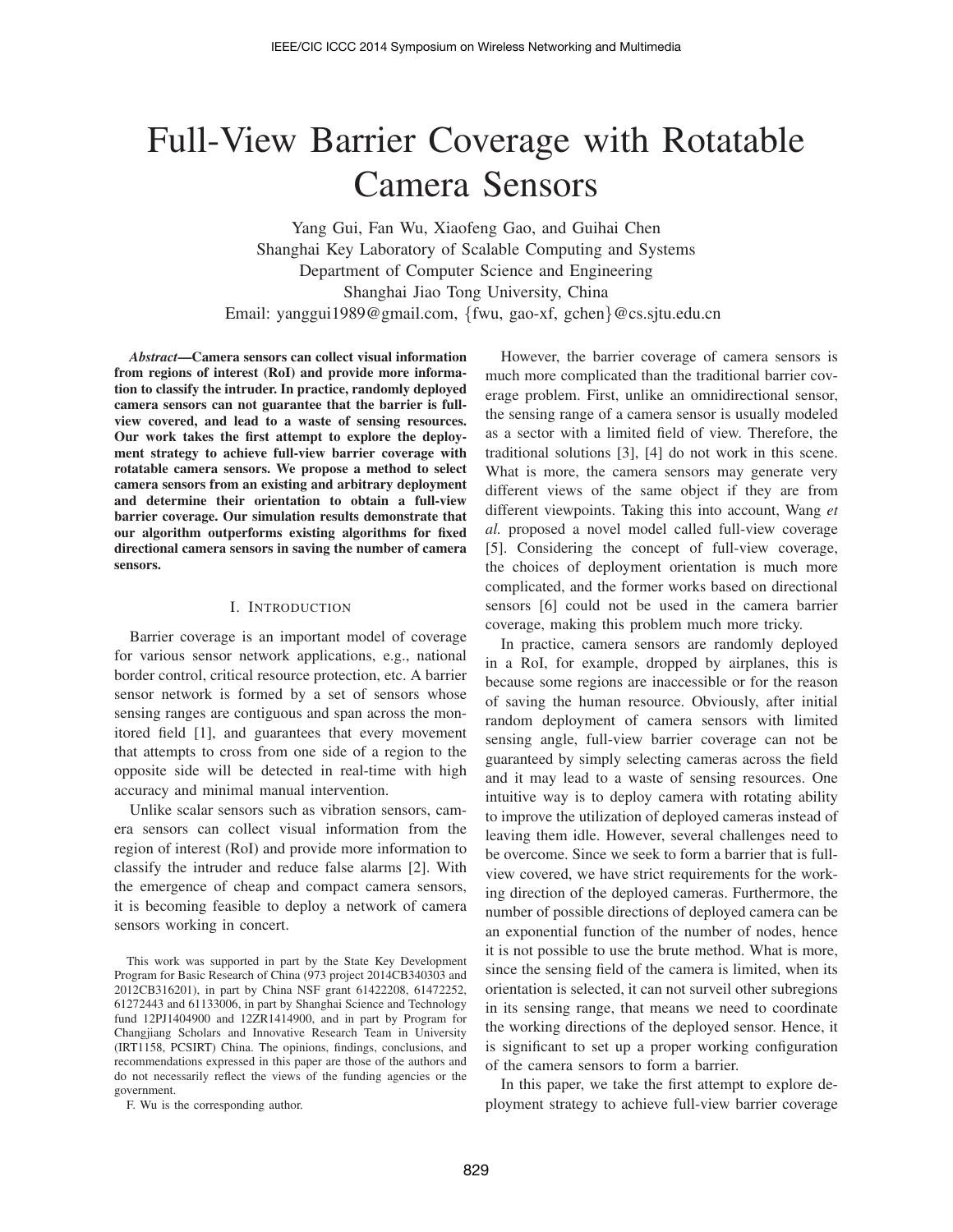# Full-View Barrier Coverage with Rotatable Camera Sensors

Yang Gui, Fan Wu, Xiaofeng Gao, and Guihai Chen
Shanghai Key Laboratory of Scalable Computing and Systems
Department of Computer Science and Engineering
Shanghai Jiao Tong University, China
Email: yanggui1989@gmail.com, {fwu, gao-xf, gchen}@cs.sjtu.edu.cn

***Abstract*—Camera sensors can collect visual information from regions of interest (RoI) and provide more information to classify the intruder. In practice, randomly deployed camera sensors can not guarantee that the barrier is full-view covered, and lead to a waste of sensing resources. Our work takes the first attempt to explore the deployment strategy to achieve full-view barrier coverage with rotatable camera sensors. We propose a method to select camera sensors from an existing and arbitrary deployment and determine their orientation to obtain a full-view barrier coverage. Our simulation results demonstrate that our algorithm outperforms existing algorithms for fixed directional camera sensors in saving the number of camera sensors.**

## I. Introduction

Barrier coverage is an important model of coverage for various sensor network applications, e.g., national border control, critical resource protection, etc. A barrier sensor network is formed by a set of sensors whose sensing ranges are contiguous and span across the monitored field [1], and guarantees that every movement that attempts to cross from one side of a region to the opposite side will be detected in real-time with high accuracy and minimal manual intervention.

Unlike scalar sensors such as vibration sensors, camera sensors can collect visual information from the region of interest (RoI) and provide more information to classify the intruder and reduce false alarms [2]. With the emergence of cheap and compact camera sensors, it is becoming feasible to deploy a network of camera sensors working in concert.

This work was supported in part by the State Key Development Program for Basic Research of China (973 project 2014CB340303 and 2012CB316201), in part by China NSF grant 61422208, 61472252, 61272443 and 61133006, in part by Shanghai Science and Technology fund 12PJ1404900 and 12ZR1414900, and in part by Program for Changjiang Scholars and Innovative Research Team in University (IRT1158, PCSIRT) China. The opinions, findings, conclusions, and recommendations expressed in this paper are those of the authors and do not necessarily reflect the views of the funding agencies or the government.

F. Wu is the corresponding author.

However, the barrier coverage of camera sensors is much more complicated than the traditional barrier coverage problem. First, unlike an omnidirectional sensor, the sensing range of a camera sensor is usually modeled as a sector with a limited field of view. Therefore, the traditional solutions [3], [4] do not work in this scene. What is more, the camera sensors may generate very different views of the same object if they are from different viewpoints. Taking this into account, Wang *et al.* proposed a novel model called full-view coverage [5]. Considering the concept of full-view coverage, the choices of deployment orientation is much more complicated, and the former works based on directional sensors [6] could not be used in the camera barrier coverage, making this problem much more tricky.

In practice, camera sensors are randomly deployed in a RoI, for example, dropped by airplanes, this is because some regions are inaccessible or for the reason of saving the human resource. Obviously, after initial random deployment of camera sensors with limited sensing angle, full-view barrier coverage can not be guaranteed by simply selecting cameras across the field and it may lead to a waste of sensing resources. One intuitive way is to deploy camera with rotating ability to improve the utilization of deployed cameras instead of leaving them idle. However, several challenges need to be overcome. Since we seek to form a barrier that is full-view covered, we have strict requirements for the working direction of the deployed cameras. Furthermore, the number of possible directions of deployed camera can be an exponential function of the number of nodes, hence it is not possible to use the brute method. What is more, since the sensing field of the camera is limited, when its orientation is selected, it can not surveil other subregions in its sensing range, that means we need to coordinate the working directions of the deployed sensor. Hence, it is significant to set up a proper working configuration of the camera sensors to form a barrier.

In this paper, we take the first attempt to explore deployment strategy to achieve full-view barrier coverage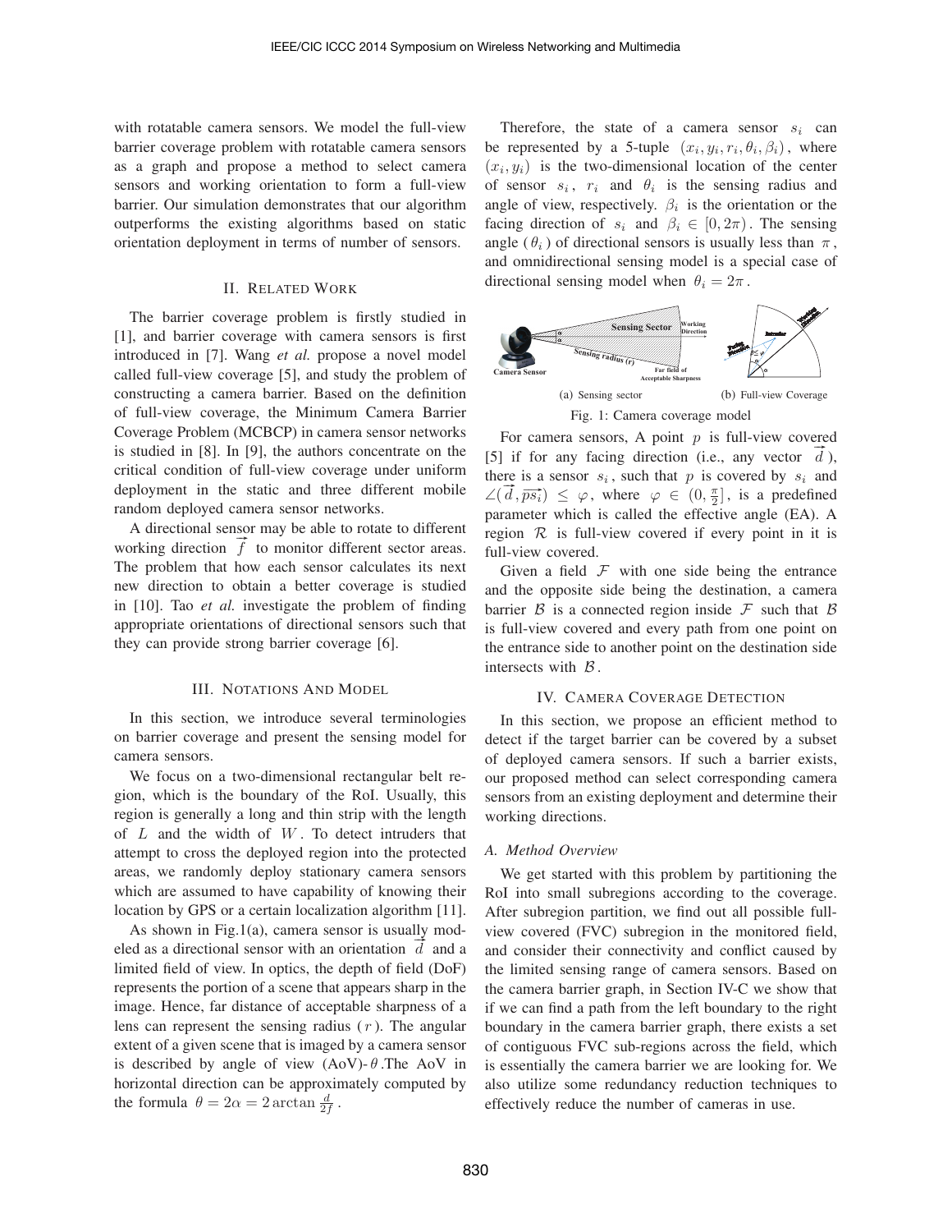with rotatable camera sensors. We model the full-view barrier coverage problem with rotatable camera sensors as a graph and propose a method to select camera sensors and working orientation to form a full-view barrier. Our simulation demonstrates that our algorithm outperforms the existing algorithms based on static orientation deployment in terms of number of sensors.

## II. Related Work

The barrier coverage problem is firstly studied in [1], and barrier coverage with camera sensors is first introduced in [7]. Wang *et al.* propose a novel model called full-view coverage [5], and study the problem of constructing a camera barrier. Based on the definition of full-view coverage, the Minimum Camera Barrier Coverage Problem (MCBCP) in camera sensor networks is studied in [8]. In [9], the authors concentrate on the critical condition of full-view coverage under uniform deployment in the static and three different mobile random deployed camera sensor networks.

A directional sensor may be able to rotate to different working direction $\overrightarrow{f}$ to monitor different sector areas. The problem that how each sensor calculates its next new direction to obtain a better coverage is studied in [10]. Tao *et al.* investigate the problem of finding appropriate orientations of directional sensors such that they can provide strong barrier coverage [6].

## III. Notations And Model

In this section, we introduce several terminologies on barrier coverage and present the sensing model for camera sensors.

We focus on a two-dimensional rectangular belt region, which is the boundary of the RoI. Usually, this region is generally a long and thin strip with the length of $L$ and the width of $W$. To detect intruders that attempt to cross the deployed region into the protected areas, we randomly deploy stationary camera sensors which are assumed to have capability of knowing their location by GPS or a certain localization algorithm [11].

As shown in Fig.1(a), camera sensor is usually modeled as a directional sensor with an orientation $\overrightarrow{d}$ and a limited field of view. In optics, the depth of field (DoF) represents the portion of a scene that appears sharp in the image. Hence, far distance of acceptable sharpness of a lens can represent the sensing radius ($r$). The angular extent of a given scene that is imaged by a camera sensor is described by angle of view (AoV)-$\theta$.The AoV in horizontal direction can be approximately computed by the formula $\theta = 2\alpha = 2\arctan\frac{d}{2f}$.

Therefore, the state of a camera sensor $s_i$ can be represented by a 5-tuple $(x_i, y_i, r_i, \theta_i, \beta_i)$, where $(x_i, y_i)$ is the two-dimensional location of the center of sensor $s_i$, $r_i$ and $\theta_i$ is the sensing radius and angle of view, respectively. $\beta_i$ is the orientation or the facing direction of $s_i$ and $\beta_i \in [0, 2\pi)$. The sensing angle ($\theta_i$) of directional sensors is usually less than $\pi$, and omnidirectional sensing model is a special case of directional sensing model when $\theta_i = 2\pi$.

(a) Sensing sector (b) Full-view Coverage

Fig. 1: Camera coverage model

For camera sensors, A point $p$ is full-view covered [5] if for any facing direction (i.e., any vector $\overrightarrow{d}$), there is a sensor $s_i$, such that $p$ is covered by $s_i$ and $\angle(\overrightarrow{d}, \overrightarrow{ps_i}) \leq \varphi$, where $\varphi \in (0, \frac{\pi}{2}]$, is a predefined parameter which is called the effective angle (EA). A region $\mathcal{R}$ is full-view covered if every point in it is full-view covered.

Given a field $\mathcal{F}$ with one side being the entrance and the opposite side being the destination, a camera barrier $\mathcal{B}$ is a connected region inside $\mathcal{F}$ such that $\mathcal{B}$ is full-view covered and every path from one point on the entrance side to another point on the destination side intersects with $\mathcal{B}$.

## IV. Camera Coverage Detection

In this section, we propose an efficient method to detect if the target barrier can be covered by a subset of deployed camera sensors. If such a barrier exists, our proposed method can select corresponding camera sensors from an existing deployment and determine their working directions.

### A. Method Overview

We get started with this problem by partitioning the RoI into small subregions according to the coverage. After subregion partition, we find out all possible full-view covered (FVC) subregion in the monitored field, and consider their connectivity and conflict caused by the limited sensing range of camera sensors. Based on the camera barrier graph, in Section IV-C we show that if we can find a path from the left boundary to the right boundary in the camera barrier graph, there exists a set of contiguous FVC sub-regions across the field, which is essentially the camera barrier we are looking for. We also utilize some redundancy reduction techniques to effectively reduce the number of cameras in use.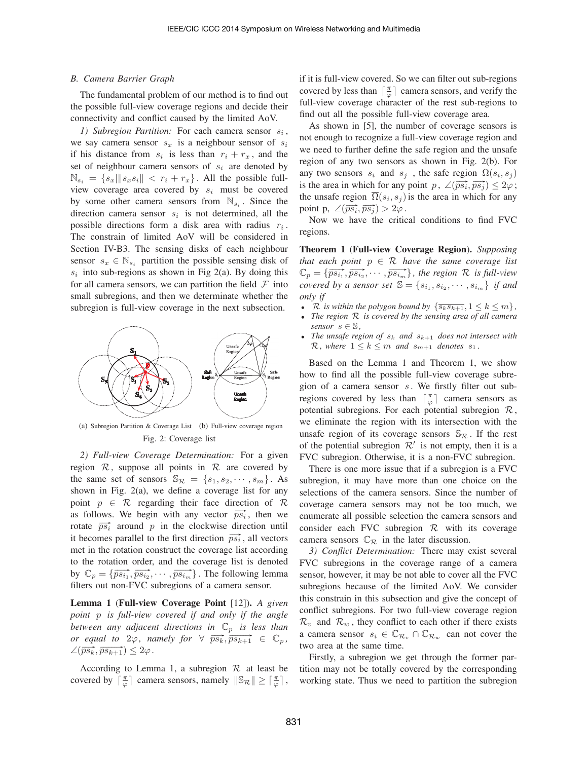### B. Camera Barrier Graph

The fundamental problem of our method is to find out the possible full-view coverage regions and decide their connectivity and conflict caused by the limited AoV.

*1) Subregion Partition:* For each camera sensor $s_i$, we say camera sensor $s_x$ is a neighbour sensor of $s_i$ if his distance from $s_i$ is less than $r_i + r_x$, and the set of neighbour camera sensors of $s_i$ are denoted by $\mathbb{N}_{s_i} = \{s_x | \|s_x s_i\| < r_i + r_x\}$. All the possible full-view coverage area covered by $s_i$ must be covered by some other camera sensors from $\mathbb{N}_{s_i}$. Since the direction camera sensor $s_i$ is not determined, all the possible directions form a disk area with radius $r_i$. The constrain of limited AoV will be considered in Section IV-B3. The sensing disks of each neighbour sensor $s_x \in \mathbb{N}_{s_i}$ partition the possible sensing disk of $s_i$ into sub-regions as shown in Fig 2(a). By doing this for all camera sensors, we can partition the field $\mathcal{F}$ into small subregions, and then we determinate whether the subregion is full-view coverage in the next subsection.

(a) Subregion Partition & Coverage List (b) Full-view coverage region

Fig. 2: Coverage list

*2) Full-view Coverage Determination:* For a given region $\mathcal{R}$, suppose all points in $\mathcal{R}$ are covered by the same set of sensors $\mathbb{S}_{\mathcal{R}} = \{s_1, s_2, \cdots, s_m\}$. As shown in Fig. 2(a), we define a coverage list for any point $p \in \mathcal{R}$ regarding their face direction of $\mathcal{R}$ as follows. We begin with any vector $\overrightarrow{ps_i}$, then we rotate $\overrightarrow{ps_i}$ around $p$ in the clockwise direction until it becomes parallel to the first direction $\overrightarrow{ps_i}$, all vectors met in the rotation construct the coverage list according to the rotation order, and the coverage list is denoted by $\mathbb{C}_p = \{\overrightarrow{ps_{i_1}}, \overrightarrow{ps_{i_2}}, \cdots, \overrightarrow{ps_{i_m}}\}$. The following lemma filters out non-FVC subregions of a camera sensor.

**Lemma 1 (Full-view Coverage Point [12]).** *A given point $p$ is full-view covered if and only if the angle between any adjacent directions in $\mathbb{C}_p$ is less than or equal to $2\varphi$, namely for $\forall\ \overrightarrow{ps_k}, \overrightarrow{ps_{k+1}} \in \mathbb{C}_p$, $\angle(\overrightarrow{ps_k}, \overrightarrow{ps_{k+1}}) \leq 2\varphi$.*

According to Lemma 1, a subregion $\mathcal{R}$ at least be covered by $\lceil \frac{\pi}{\varphi} \rceil$ camera sensors, namely $\|\mathbb{S}_{\mathcal{R}}\| \geq \lceil \frac{\pi}{\varphi} \rceil$, if it is full-view covered. So we can filter out sub-regions covered by less than $\lceil \frac{\pi}{\varphi} \rceil$ camera sensors, and verify the full-view coverage character of the rest sub-regions to find out all the possible full-view coverage area.

As shown in [5], the number of coverage sensors is not enough to recognize a full-view coverage region and we need to further define the safe region and the unsafe region of any two sensors as shown in Fig. 2(b). For any two sensors $s_i$ and $s_j$, the safe region $\Omega(s_i, s_j)$ is the area in which for any point $p$, $\angle(\overrightarrow{ps_i}, \overrightarrow{ps_j}) \leq 2\varphi$; the unsafe region $\overline{\Omega}(s_i, s_j)$ is the area in which for any point p, $\angle(\overrightarrow{ps_i}, \overrightarrow{ps_j}) > 2\varphi$.

Now we have the critical conditions to find FVC regions.

**Theorem 1 (Full-view Coverage Region).** *Supposing that each point $p \in \mathcal{R}$ have the same coverage list $\mathbb{C}_p = \{\overrightarrow{ps_{i_1}}, \overrightarrow{ps_{i_2}}, \cdots, \overrightarrow{ps_{i_m}}\}$, the region $\mathcal{R}$ is full-view covered by a sensor set $\mathbb{S} = \{s_{i_1}, s_{i_2}, \cdots, s_{i_m}\}$ if and only if*

- *$\mathcal{R}$ is within the polygon bound by $\{\overline{s_k s_{k+1}}, 1 \leq k \leq m\}$,*
- *The region $\mathcal{R}$ is covered by the sensing area of all camera sensor $s \in \mathbb{S}$,*
- *The unsafe region of $s_k$ and $s_{k+1}$ does not intersect with $\mathcal{R}$, where $1 \leq k \leq m$ and $s_{m+1}$ denotes $s_1$.*

Based on the Lemma 1 and Theorem 1, we show how to find all the possible full-view coverage subregion of a camera sensor $s$. We firstly filter out subregions covered by less than $\lceil \frac{\pi}{\varphi} \rceil$ camera sensors as potential subregions. For each potential subregion $\mathcal{R}$, we eliminate the region with its intersection with the unsafe region of its coverage sensors $\mathbb{S}_{\mathcal{R}}$. If the rest of the potential subregion $\mathcal{R}'$ is not empty, then it is a FVC subregion. Otherwise, it is a non-FVC subregion.

There is one more issue that if a subregion is a FVC subregion, it may have more than one choice on the selections of the camera sensors. Since the number of coverage camera sensors may not be too much, we enumerate all possible selection the camera sensors and consider each FVC subregion $\mathcal{R}$ with its coverage camera sensors $\mathbb{C}_{\mathcal{R}}$ in the later discussion.

*3) Conflict Determination:* There may exist several FVC subregions in the coverage range of a camera sensor, however, it may be not able to cover all the FVC subregions because of the limited AoV. We consider this constrain in this subsection and give the concept of conflict subregions. For two full-view coverage region $\mathcal{R}_v$ and $\mathcal{R}_w$, they conflict to each other if there exists a camera sensor $s_i \in \mathbb{C}_{\mathcal{R}_v} \cap \mathbb{C}_{\mathcal{R}_w}$ can not cover the two area at the same time.

Firstly, a subregion we get through the former partition may not be totally covered by the corresponding working state. Thus we need to partition the subregion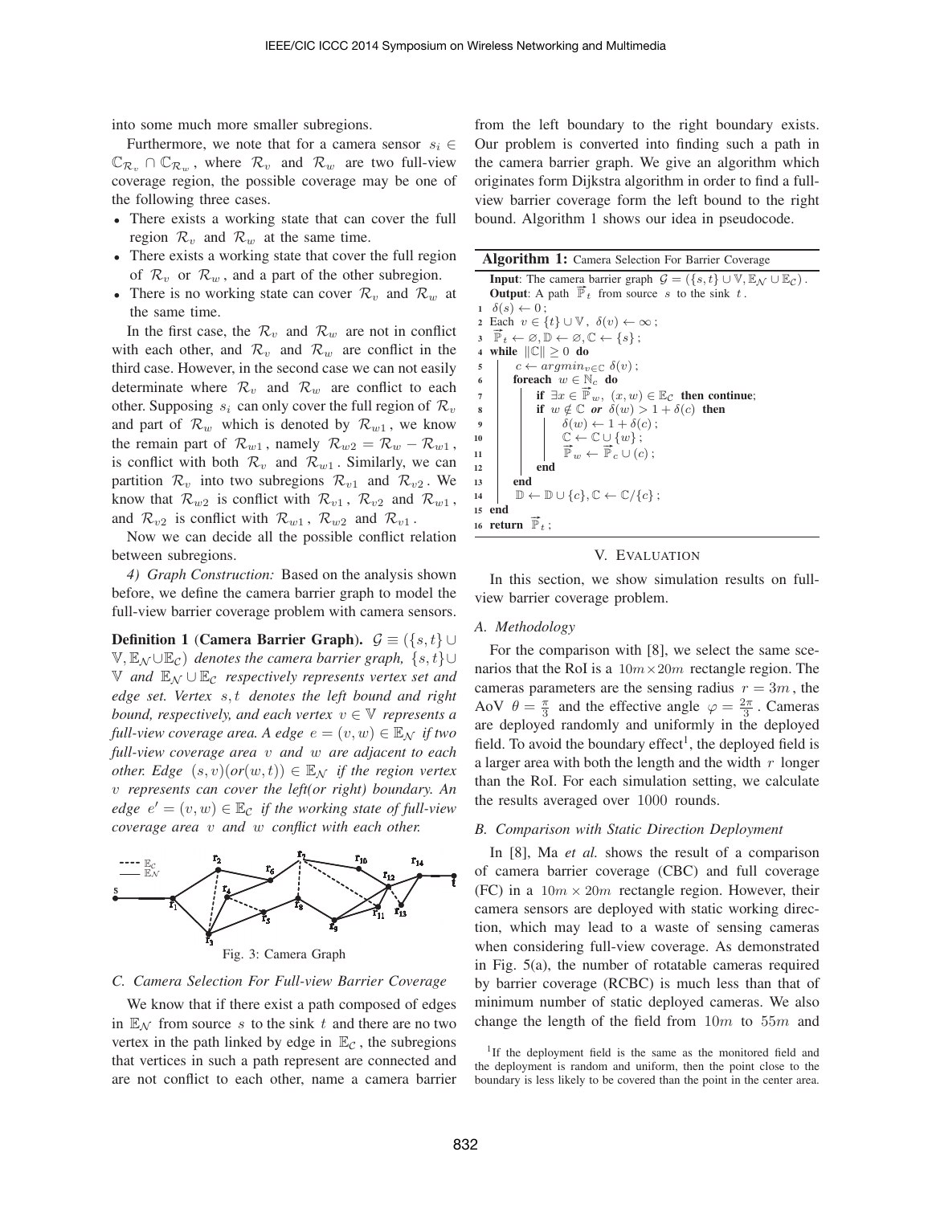into some much more smaller subregions.

Furthermore, we note that for a camera sensor $s_i \in \mathbb{C}_{\mathcal{R}_v} \cap \mathbb{C}_{\mathcal{R}_w}$, where $\mathcal{R}_v$ and $\mathcal{R}_w$ are two full-view coverage region, the possible coverage may be one of the following three cases.

- There exists a working state that can cover the full region $\mathcal{R}_v$ and $\mathcal{R}_w$ at the same time.
- There exists a working state that cover the full region of $\mathcal{R}_v$ or $\mathcal{R}_w$, and a part of the other subregion.
- There is no working state can cover $\mathcal{R}_v$ and $\mathcal{R}_w$ at the same time.

In the first case, the $\mathcal{R}_v$ and $\mathcal{R}_w$ are not in conflict with each other, and $\mathcal{R}_v$ and $\mathcal{R}_w$ are conflict in the third case. However, in the second case we can not easily determinate where $\mathcal{R}_v$ and $\mathcal{R}_w$ are conflict to each other. Supposing $s_i$ can only cover the full region of $\mathcal{R}_v$ and part of $\mathcal{R}_w$ which is denoted by $\mathcal{R}_{w1}$, we know the remain part of $\mathcal{R}_{w1}$, namely $\mathcal{R}_{w2} = \mathcal{R}_w - \mathcal{R}_{w1}$, is conflict with both $\mathcal{R}_v$ and $\mathcal{R}_{w1}$. Similarly, we can partition $\mathcal{R}_v$ into two subregions $\mathcal{R}_{v1}$ and $\mathcal{R}_{v2}$. We know that $\mathcal{R}_{w2}$ is conflict with $\mathcal{R}_{v1}$, $\mathcal{R}_{v2}$ and $\mathcal{R}_{w1}$, and $\mathcal{R}_{v2}$ is conflict with $\mathcal{R}_{w1}$, $\mathcal{R}_{w2}$ and $\mathcal{R}_{v1}$.

Now we can decide all the possible conflict relation between subregions.

*4) Graph Construction:* Based on the analysis shown before, we define the camera barrier graph to model the full-view barrier coverage problem with camera sensors.

**Definition 1 (Camera Barrier Graph).** $\mathcal{G} \equiv (\{s,t\} \cup \mathbb{V}, \mathbb{E}_{\mathcal{N}} \cup \mathbb{E}_{\mathcal{C}})$ *denotes the camera barrier graph,* $\{s,t\} \cup \mathbb{V}$ *and* $\mathbb{E}_{\mathcal{N}} \cup \mathbb{E}_{\mathcal{C}}$ *respectively represents vertex set and edge set. Vertex* $s, t$ *denote the left bound and right bound, respectively, and each vertex* $v \in \mathbb{V}$ *represents a full-view coverage area. A edge* $e = (v, w) \in \mathbb{E}_{\mathcal{N}}$ *if two full-view coverage area* $v$ *and* $w$ *are adjacent to each other. Edge* $(s, v)(or(w, t)) \in \mathbb{E}_{\mathcal{N}}$ *if the region vertex* $v$ *represents can cover the left(or right) boundary. An edge* $e' = (v, w) \in \mathbb{E}_{\mathcal{C}}$ *if the working state of full-view coverage area* $v$ *and* $w$ *conflict with each other.*

Fig. 3: Camera Graph

### C. Camera Selection For Full-view Barrier Coverage

We know that if there exist a path composed of edges in $\mathbb{E}_{\mathcal{N}}$ from source $s$ to the sink $t$ and there are no two vertex in the path linked by edge in $\mathbb{E}_{\mathcal{C}}$, the subregions that vertices in such a path represent are connected and are not conflict to each other, name a camera barrier from the left boundary to the right boundary exists. Our problem is converted into finding such a path in the camera barrier graph. We give an algorithm which originates form Dijkstra algorithm in order to find a full-view barrier coverage form the left bound to the right bound. Algorithm 1 shows our idea in pseudocode.

**Algorithm 1:** Camera Selection For Barrier Coverage

```
Input: The camera barrier graph G = ({s,t} ∪ V, E_N ∪ E_C).
Output: A path P_t from source s to the sink t.
1  δ(s) ← 0;
2  Each v ∈ {t} ∪ V, δ(v) ← ∞;
3  P_t ← ∅, D ← ∅, C ← {s};
4  while ||C|| ≥ 0 do
5      c ← argmin_{v∈C} δ(v);
6      foreach w ∈ N_c do
7          if ∃x ∈ P_w, (x,w) ∈ E_C then continue;
8          if w ∉ C or δ(w) > 1 + δ(c) then
9              δ(w) ← 1 + δ(c);
10             C ← C ∪ {w};
11             P_w ← P_c ∪ (c);
12         end
13     end
14     D ← D ∪ {c}, C ← C/{c};
15 end
16 return P_t;
```

## V. Evaluation

In this section, we show simulation results on full-view barrier coverage problem.

### A. Methodology

For the comparison with [8], we select the same scenarios that the RoI is a $10m \times 20m$ rectangle region. The cameras parameters are the sensing radius $r = 3m$, the AoV $\theta = \frac{\pi}{3}$ and the effective angle $\varphi = \frac{2\pi}{3}$. Cameras are deployed randomly and uniformly in the deployed field. To avoid the boundary effect[1], the deployed field is a larger area with both the length and the width $r$ longer than the RoI. For each simulation setting, we calculate the results averaged over 1000 rounds.

### B. Comparison with Static Direction Deployment

In [8], Ma *et al.* shows the result of a comparison of camera barrier coverage (CBC) and full coverage (FC) in a $10m \times 20m$ rectangle region. However, their camera sensors are deployed with static working direction, which may lead to a waste of sensing cameras when considering full-view coverage. As demonstrated in Fig. 5(a), the number of rotatable cameras required by barrier coverage (RCBC) is much less than that of minimum number of static deployed cameras. We also change the length of the field from $10m$ to $55m$ and

[1]If the deployment field is the same as the monitored field and the deployment is random and uniform, then the point close to the boundary is less likely to be covered than the point in the center area.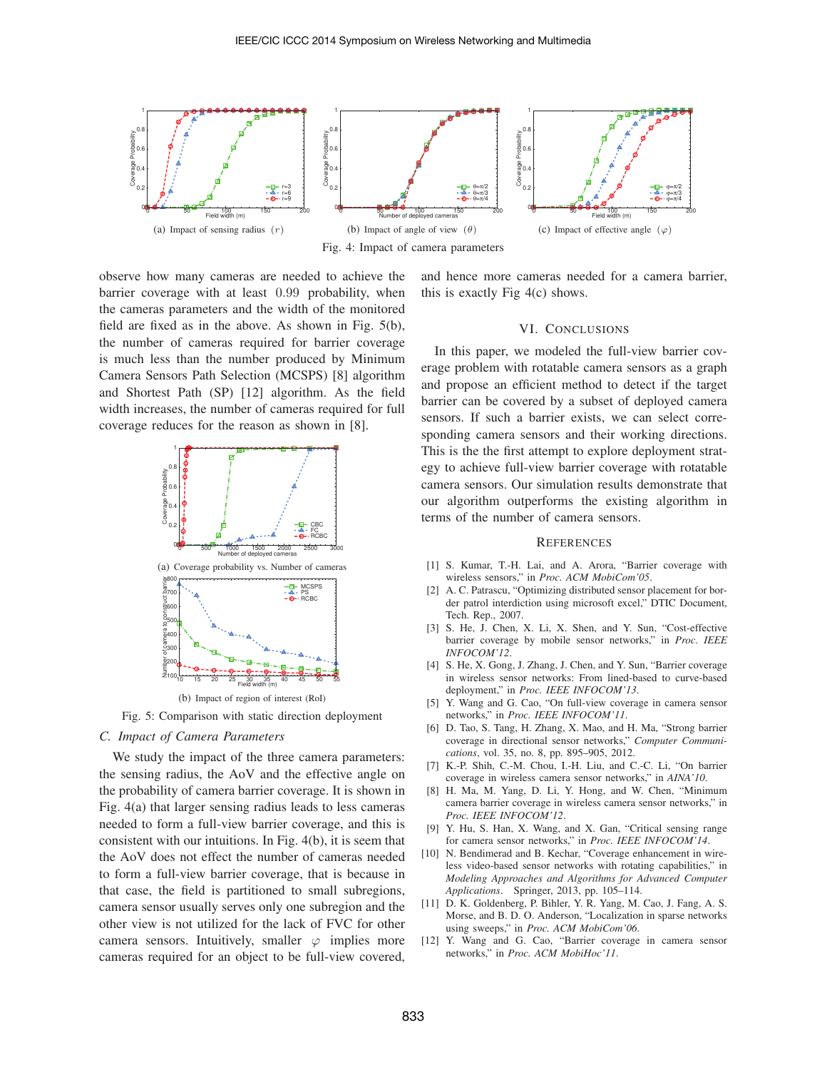Coverage Probability

Field width (m)

r=3
r=6
r=9

(a) Impact of sensing radius $(r)$

Coverage Probability

Number of deployed cameras

θ=π/2
θ=π/3
θ=π/4

(b) Impact of angle of view $(\theta)$

Coverage Probability

Field width (m)

φ=π/2
φ=π/3
φ=π/4

(c) Impact of effective angle $(\varphi)$

Fig. 4: Impact of camera parameters

observe how many cameras are needed to achieve the barrier coverage with at least 0.99 probability, when the cameras parameters and the width of the monitored field are fixed as in the above. As shown in Fig. 5(b), the number of cameras required for barrier coverage is much less than the number produced by Minimum Camera Sensors Path Selection (MCSPS) [8] algorithm and Shortest Path (SP) [12] algorithm. As the field width increases, the number of cameras required for full coverage reduces for the reason as shown in [8].

Coverage Probability

Number of deployed cameras

CBC
FC
RCBC

(a) Coverage probability vs. Number of cameras

Number of camera to construct barrier

Field width (m)

MCSPS
PS
RCBC

(b) Impact of region of interest (RoI)

Fig. 5: Comparison with static direction deployment

### C. Impact of Camera Parameters

We study the impact of the three camera parameters: the sensing radius, the AoV and the effective angle on the probability of camera barrier coverage. It is shown in Fig. 4(a) that larger sensing radius leads to less cameras needed to form a full-view barrier coverage, and this is consistent with our intuitions. In Fig. 4(b), it is seem that the AoV does not effect the number of cameras needed to form a full-view barrier coverage, that is because in that case, the field is partitioned to small subregions, camera sensor usually serves only one subregion and the other view is not utilized for the lack of FVC for other camera sensors. Intuitively, smaller $\varphi$ implies more cameras required for an object to be full-view covered, and hence more cameras needed for a camera barrier, this is exactly Fig 4(c) shows.

## VI. Conclusions

In this paper, we modeled the full-view barrier coverage problem with rotatable camera sensors as a graph and propose an efficient method to detect if the target barrier can be covered by a subset of deployed camera sensors. If such a barrier exists, we can select corresponding camera sensors and their working directions. This is the the first attempt to explore deployment strategy to achieve full-view barrier coverage with rotatable camera sensors. Our simulation results demonstrate that our algorithm outperforms the existing algorithm in terms of the number of camera sensors.

## References

[1] S. Kumar, T.-H. Lai, and A. Arora, "Barrier coverage with wireless sensors," in *Proc. ACM MobiCom'05*.

[2] A. C. Patrascu, "Optimizing distributed sensor placement for border patrol interdiction using microsoft excel," DTIC Document, Tech. Rep., 2007.

[3] S. He, J. Chen, X. Li, X. Shen, and Y. Sun, "Cost-effective barrier coverage by mobile sensor networks," in *Proc. IEEE INFOCOM'12*.

[4] S. He, X. Gong, J. Zhang, J. Chen, and Y. Sun, "Barrier coverage in wireless sensor networks: From lined-based to curve-based deployment," in *Proc. IEEE INFOCOM'13*.

[5] Y. Wang and G. Cao, "On full-view coverage in camera sensor networks," in *Proc. IEEE INFOCOM'11*.

[6] D. Tao, S. Tang, H. Zhang, X. Mao, and H. Ma, "Strong barrier coverage in directional sensor networks," *Computer Communications*, vol. 35, no. 8, pp. 895–905, 2012.

[7] K.-P. Shih, C.-M. Chou, I.-H. Liu, and C.-C. Li, "On barrier coverage in wireless camera sensor networks," in *AINA'10*.

[8] H. Ma, M. Yang, D. Li, Y. Hong, and W. Chen, "Minimum camera barrier coverage in wireless camera sensor networks," in *Proc. IEEE INFOCOM'12*.

[9] Y. Hu, S. Han, X. Wang, and X. Gan, "Critical sensing range for camera sensor networks," in *Proc. IEEE INFOCOM'14*.

[10] N. Bendimerad and B. Kechar, "Coverage enhancement in wireless video-based sensor networks with rotating capabilities," in *Modeling Approaches and Algorithms for Advanced Computer Applications*. Springer, 2013, pp. 105–114.

[11] D. K. Goldenberg, P. Bihler, Y. R. Yang, M. Cao, J. Fang, A. S. Morse, and B. D. O. Anderson, "Localization in sparse networks using sweeps," in *Proc. ACM MobiCom'06*.

[12] Y. Wang and G. Cao, "Barrier coverage in camera sensor networks," in *Proc. ACM MobiHoc'11*.